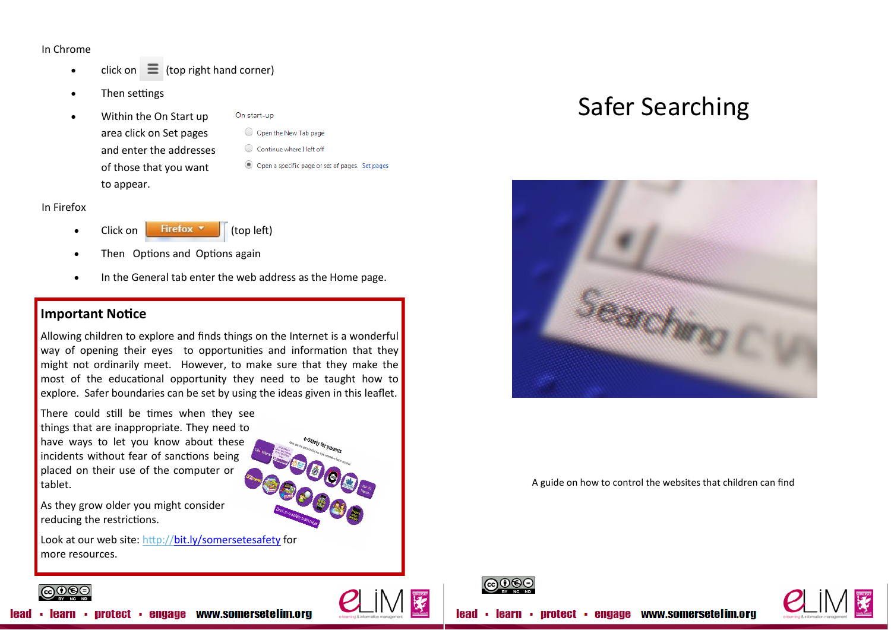In Chrome

- click on ☰ (top right hand corner)
- Then settings
- Within the On Start up area click on Set pages and enter the addresses of those that you want to appear.

On start-up

- Open the New Tab page
- Continue where I left off
- Open a specific page or set of pages. Set pages

In Firefox

- Click on Firefox (top left)
- Then Options and Options again
- In the General tab enter the web address as the Home page.

## Important Notice

Allowing children to explore and finds things on the Internet is a wonderful way of opening their eyes to opportunities and information that they might not ordinarily meet. However, to make sure that they make the most of the educational opportunity they need to be taught how to explore. Safer boundaries can be set by using the ideas given in this leaflet.

There could still be times when they see things that are inappropriate. They need to have ways to let you know about these incidents without fear of sanctions being placed on their use of the computer or tablet.

As they grow older you might consider reducing the restrictions.

Look at our web site: http://bit.ly/somersetesafety for more resources.

lead ▪ learn ▪ protect ▪ engage www.somersetelim.org

# Safer Searching

A guide on how to control the websites that children can find

lead ▪ learn ▪ protect ▪ engage www.somersetelim.org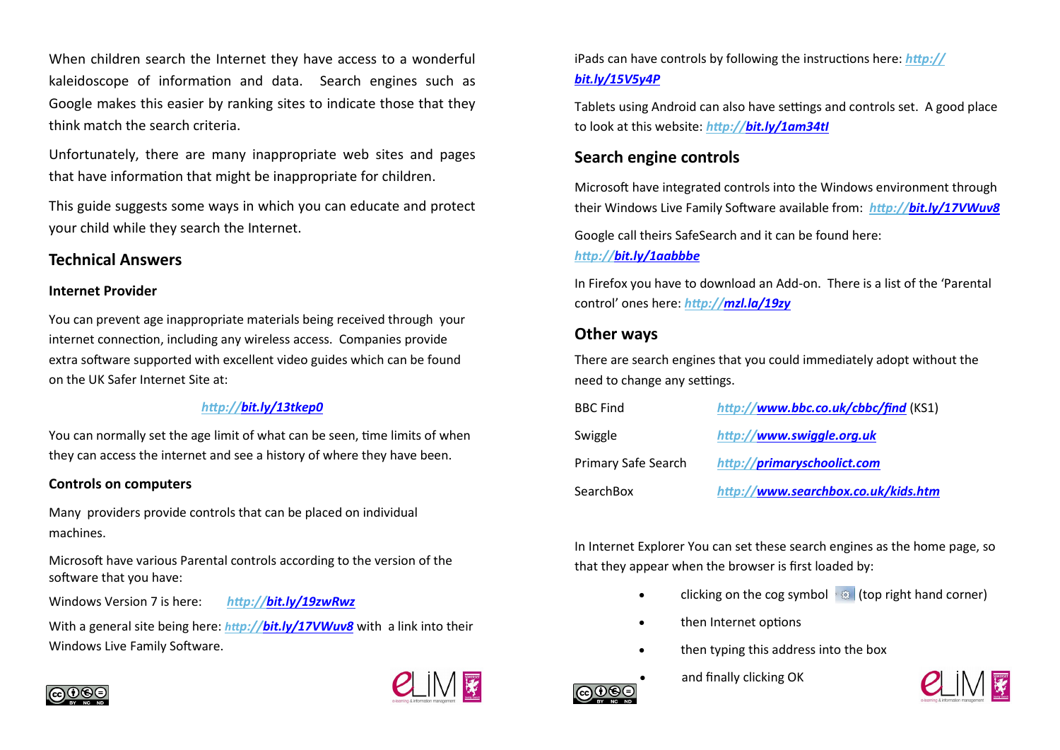When children search the Internet they have access to a wonderful kaleidoscope of information and data. Search engines such as Google makes this easier by ranking sites to indicate those that they think match the search criteria.

Unfortunately, there are many inappropriate web sites and pages that have information that might be inappropriate for children.

This guide suggests some ways in which you can educate and protect your child while they search the Internet.

## Technical Answers

### Internet Provider

You can prevent age inappropriate materials being received through your internet connection, including any wireless access. Companies provide extra software supported with excellent video guides which can be found on the UK Safer Internet Site at:

***http://bit.ly/13tkep0***

You can normally set the age limit of what can be seen, time limits of when they can access the internet and see a history of where they have been.

### Controls on computers

Many providers provide controls that can be placed on individual machines.

Microsoft have various Parental controls according to the version of the software that you have:

Windows Version 7 is here: ***http://bit.ly/19zwRwz***

With a general site being here: ***http://bit.ly/17VWuv8*** with a link into their Windows Live Family Software.

iPads can have controls by following the instructions here: ***http://bit.ly/15V5y4P***

Tablets using Android can also have settings and controls set. A good place to look at this website: ***http://bit.ly/1am34tI***

## Search engine controls

Microsoft have integrated controls into the Windows environment through their Windows Live Family Software available from: ***http://bit.ly/17VWuv8***

Google call theirs SafeSearch and it can be found here: ***http://bit.ly/1aabbbe***

In Firefox you have to download an Add-on. There is a list of the 'Parental control' ones here: ***http://mzl.la/19zy***

## Other ways

There are search engines that you could immediately adopt without the need to change any settings.

| | |
|---|---|
| BBC Find | ***http://www.bbc.co.uk/cbbc/find*** (KS1) |
| Swiggle | ***http://www.swiggle.org.uk*** |
| Primary Safe Search | ***http://primaryschoolict.com*** |
| SearchBox | ***http://www.searchbox.co.uk/kids.htm*** |

In Internet Explorer You can set these search engines as the home page, so that they appear when the browser is first loaded by:

- clicking on the cog symbol (top right hand corner)
- then Internet options
- then typing this address into the box
- and finally clicking OK